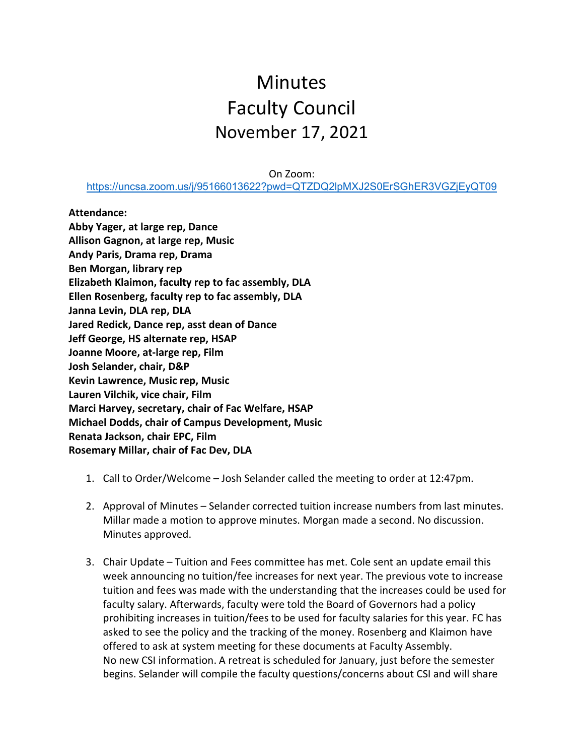# Minutes
# Faculty Council
# November 17, 2021

On Zoom:
https://uncsa.zoom.us/j/95166013622?pwd=QTZDQ2lpMXJ2S0ErSGhER3VGZjEyQT09

**Attendance:**
**Abby Yager, at large rep, Dance**
**Allison Gagnon, at large rep, Music**
**Andy Paris, Drama rep, Drama**
**Ben Morgan, library rep**
**Elizabeth Klaimon, faculty rep to fac assembly, DLA**
**Ellen Rosenberg, faculty rep to fac assembly, DLA**
**Janna Levin, DLA rep, DLA**
**Jared Redick, Dance rep, asst dean of Dance**
**Jeff George, HS alternate rep, HSAP**
**Joanne Moore, at-large rep, Film**
**Josh Selander, chair, D&P**
**Kevin Lawrence, Music rep, Music**
**Lauren Vilchik, vice chair, Film**
**Marci Harvey, secretary, chair of Fac Welfare, HSAP**
**Michael Dodds, chair of Campus Development, Music**
**Renata Jackson, chair EPC, Film**
**Rosemary Millar, chair of Fac Dev, DLA**

1. Call to Order/Welcome – Josh Selander called the meeting to order at 12:47pm.

2. Approval of Minutes – Selander corrected tuition increase numbers from last minutes. Millar made a motion to approve minutes. Morgan made a second. No discussion. Minutes approved.

3. Chair Update – Tuition and Fees committee has met. Cole sent an update email this week announcing no tuition/fee increases for next year. The previous vote to increase tuition and fees was made with the understanding that the increases could be used for faculty salary. Afterwards, faculty were told the Board of Governors had a policy prohibiting increases in tuition/fees to be used for faculty salaries for this year. FC has asked to see the policy and the tracking of the money. Rosenberg and Klaimon have offered to ask at system meeting for these documents at Faculty Assembly.
   No new CSI information. A retreat is scheduled for January, just before the semester begins. Selander will compile the faculty questions/concerns about CSI and will share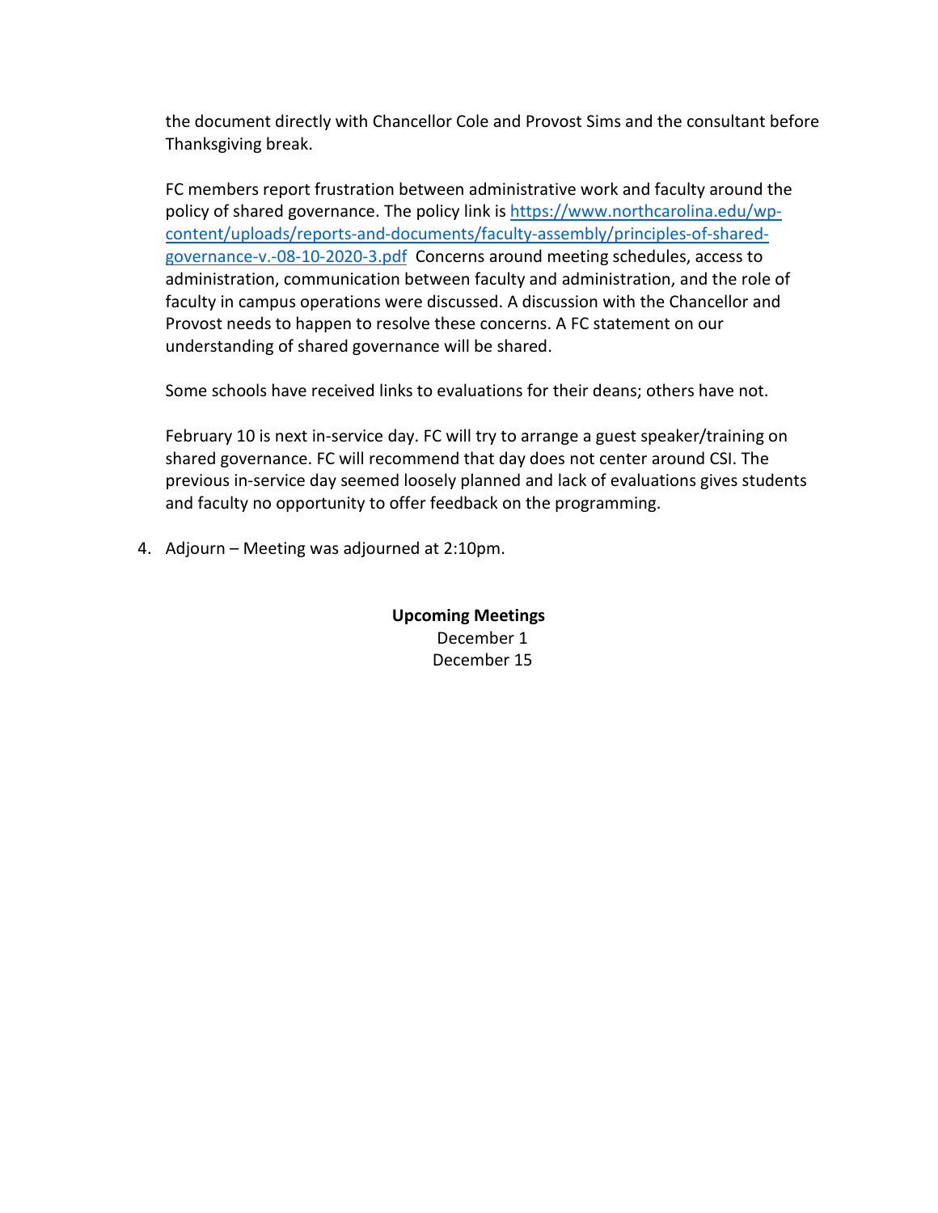the document directly with Chancellor Cole and Provost Sims and the consultant before Thanksgiving break.

FC members report frustration between administrative work and faculty around the policy of shared governance. The policy link is [https://www.northcarolina.edu/wp-content/uploads/reports-and-documents/faculty-assembly/principles-of-shared-governance-v.-08-10-2020-3.pdf](https://www.northcarolina.edu/wp-content/uploads/reports-and-documents/faculty-assembly/principles-of-shared-governance-v.-08-10-2020-3.pdf) Concerns around meeting schedules, access to administration, communication between faculty and administration, and the role of faculty in campus operations were discussed. A discussion with the Chancellor and Provost needs to happen to resolve these concerns. A FC statement on our understanding of shared governance will be shared.

Some schools have received links to evaluations for their deans; others have not.

February 10 is next in-service day. FC will try to arrange a guest speaker/training on shared governance. FC will recommend that day does not center around CSI. The previous in-service day seemed loosely planned and lack of evaluations gives students and faculty no opportunity to offer feedback on the programming.

4. Adjourn – Meeting was adjourned at 2:10pm.

**Upcoming Meetings**

December 1

December 15